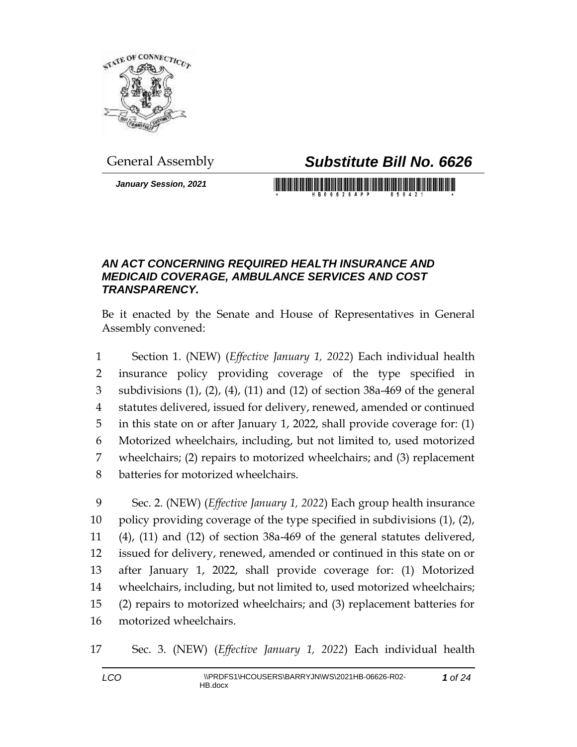General Assembly

# *Substitute Bill No. 6626*

***January Session, 2021***

### *AN ACT CONCERNING REQUIRED HEALTH INSURANCE AND MEDICAID COVERAGE, AMBULANCE SERVICES AND COST TRANSPARENCY.*

Be it enacted by the Senate and House of Representatives in General Assembly convened:

1 Section 1. (NEW) (*Effective January 1, 2022*) Each individual health
2 insurance policy providing coverage of the type specified in
3 subdivisions (1), (2), (4), (11) and (12) of section 38a-469 of the general
4 statutes delivered, issued for delivery, renewed, amended or continued
5 in this state on or after January 1, 2022, shall provide coverage for: (1)
6 Motorized wheelchairs, including, but not limited to, used motorized
7 wheelchairs; (2) repairs to motorized wheelchairs; and (3) replacement
8 batteries for motorized wheelchairs.

9 Sec. 2. (NEW) (*Effective January 1, 2022*) Each group health insurance
10 policy providing coverage of the type specified in subdivisions (1), (2),
11 (4), (11) and (12) of section 38a-469 of the general statutes delivered,
12 issued for delivery, renewed, amended or continued in this state on or
13 after January 1, 2022, shall provide coverage for: (1) Motorized
14 wheelchairs, including, but not limited to, used motorized wheelchairs;
15 (2) repairs to motorized wheelchairs; and (3) replacement batteries for
16 motorized wheelchairs.

17 Sec. 3. (NEW) (*Effective January 1, 2022*) Each individual health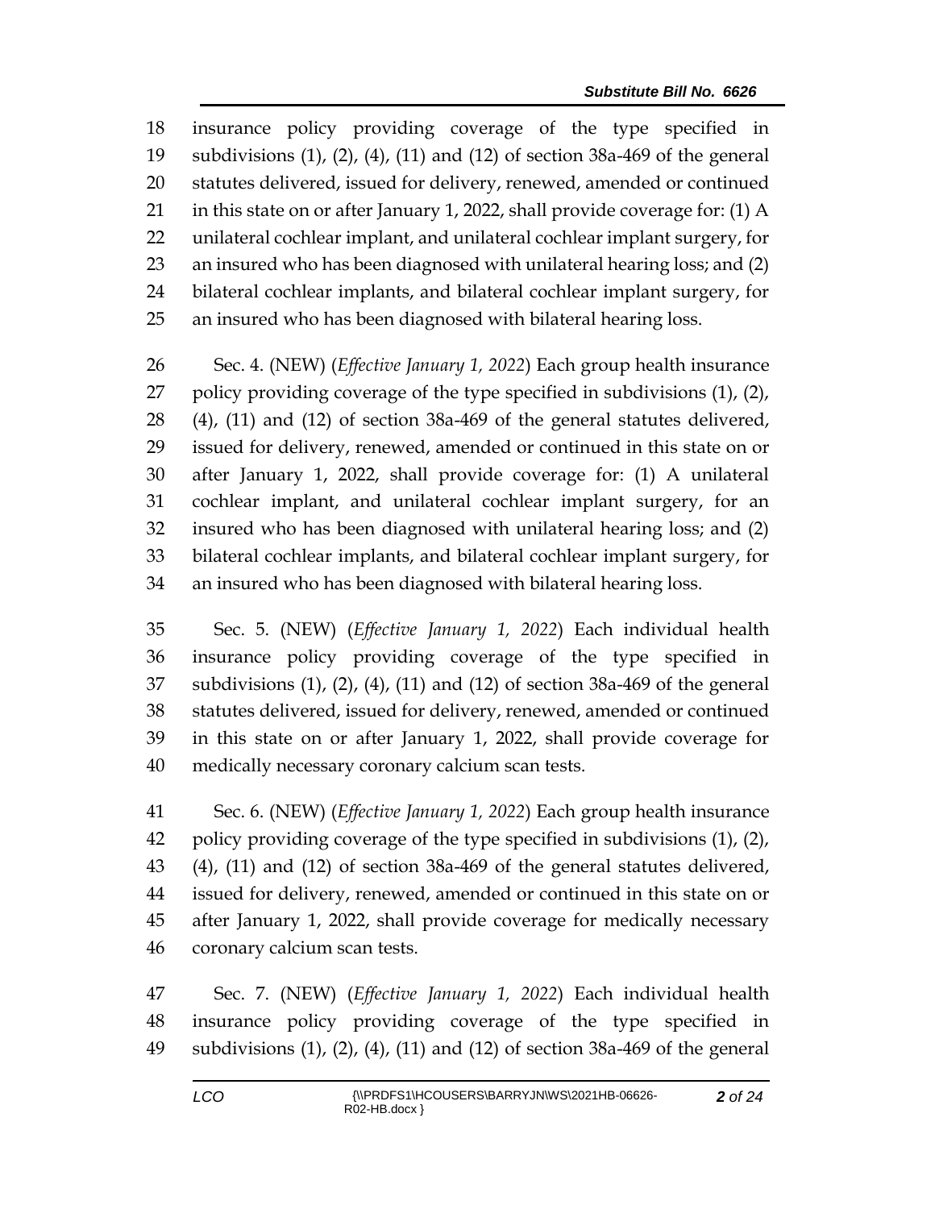insurance policy providing coverage of the type specified in subdivisions (1), (2), (4), (11) and (12) of section 38a-469 of the general statutes delivered, issued for delivery, renewed, amended or continued in this state on or after January 1, 2022, shall provide coverage for: (1) A unilateral cochlear implant, and unilateral cochlear implant surgery, for an insured who has been diagnosed with unilateral hearing loss; and (2) bilateral cochlear implants, and bilateral cochlear implant surgery, for an insured who has been diagnosed with bilateral hearing loss.

Sec. 4. (NEW) (*Effective January 1, 2022*) Each group health insurance policy providing coverage of the type specified in subdivisions (1), (2), (4), (11) and (12) of section 38a-469 of the general statutes delivered, issued for delivery, renewed, amended or continued in this state on or after January 1, 2022, shall provide coverage for: (1) A unilateral cochlear implant, and unilateral cochlear implant surgery, for an insured who has been diagnosed with unilateral hearing loss; and (2) bilateral cochlear implants, and bilateral cochlear implant surgery, for an insured who has been diagnosed with bilateral hearing loss.

Sec. 5. (NEW) (*Effective January 1, 2022*) Each individual health insurance policy providing coverage of the type specified in subdivisions (1), (2), (4), (11) and (12) of section 38a-469 of the general statutes delivered, issued for delivery, renewed, amended or continued in this state on or after January 1, 2022, shall provide coverage for medically necessary coronary calcium scan tests.

Sec. 6. (NEW) (*Effective January 1, 2022*) Each group health insurance policy providing coverage of the type specified in subdivisions (1), (2), (4), (11) and (12) of section 38a-469 of the general statutes delivered, issued for delivery, renewed, amended or continued in this state on or after January 1, 2022, shall provide coverage for medically necessary coronary calcium scan tests.

Sec. 7. (NEW) (*Effective January 1, 2022*) Each individual health insurance policy providing coverage of the type specified in subdivisions (1), (2), (4), (11) and (12) of section 38a-469 of the general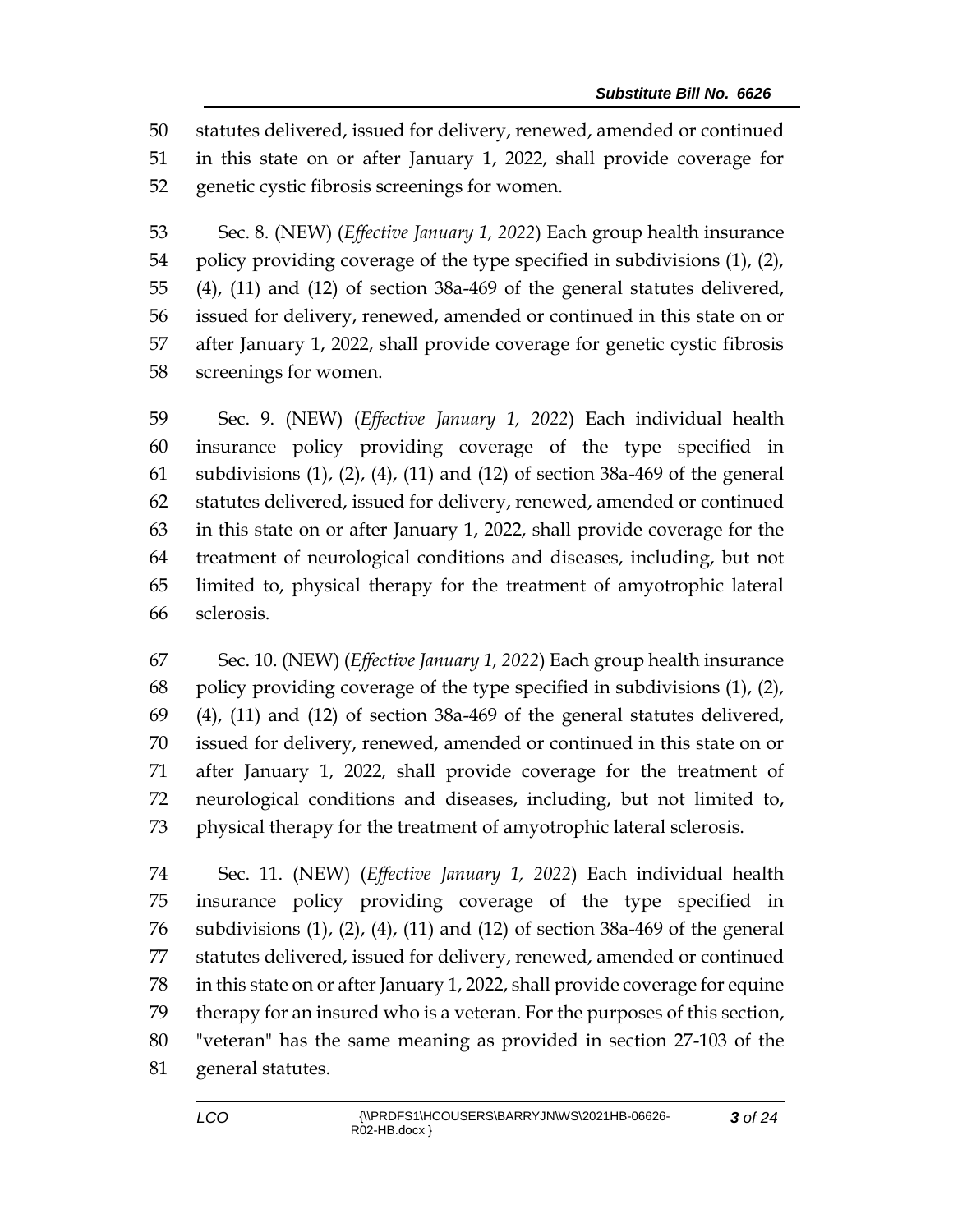statutes delivered, issued for delivery, renewed, amended or continued in this state on or after January 1, 2022, shall provide coverage for genetic cystic fibrosis screenings for women.

Sec. 8. (NEW) (*Effective January 1, 2022*) Each group health insurance policy providing coverage of the type specified in subdivisions (1), (2), (4), (11) and (12) of section 38a-469 of the general statutes delivered, issued for delivery, renewed, amended or continued in this state on or after January 1, 2022, shall provide coverage for genetic cystic fibrosis screenings for women.

Sec. 9. (NEW) (*Effective January 1, 2022*) Each individual health insurance policy providing coverage of the type specified in subdivisions (1), (2), (4), (11) and (12) of section 38a-469 of the general statutes delivered, issued for delivery, renewed, amended or continued in this state on or after January 1, 2022, shall provide coverage for the treatment of neurological conditions and diseases, including, but not limited to, physical therapy for the treatment of amyotrophic lateral sclerosis.

Sec. 10. (NEW) (*Effective January 1, 2022*) Each group health insurance policy providing coverage of the type specified in subdivisions (1), (2), (4), (11) and (12) of section 38a-469 of the general statutes delivered, issued for delivery, renewed, amended or continued in this state on or after January 1, 2022, shall provide coverage for the treatment of neurological conditions and diseases, including, but not limited to, physical therapy for the treatment of amyotrophic lateral sclerosis.

Sec. 11. (NEW) (*Effective January 1, 2022*) Each individual health insurance policy providing coverage of the type specified in subdivisions (1), (2), (4), (11) and (12) of section 38a-469 of the general statutes delivered, issued for delivery, renewed, amended or continued in this state on or after January 1, 2022, shall provide coverage for equine therapy for an insured who is a veteran. For the purposes of this section, "veteran" has the same meaning as provided in section 27-103 of the general statutes.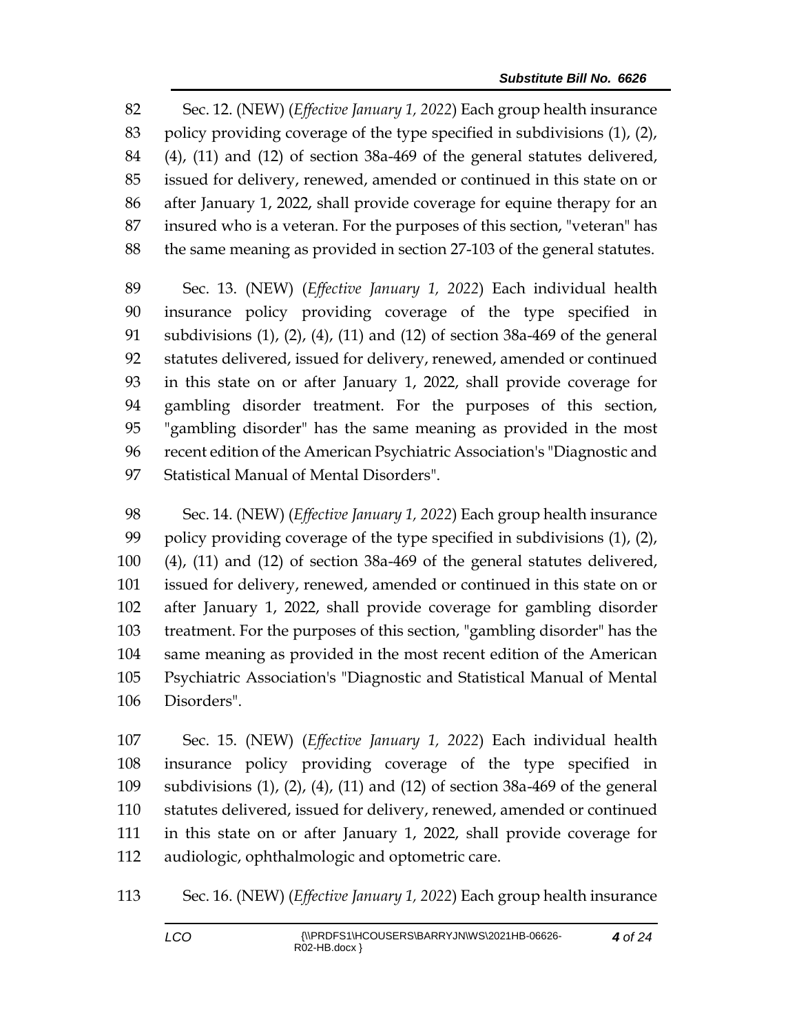Sec. 12. (NEW) (*Effective January 1, 2022*) Each group health insurance policy providing coverage of the type specified in subdivisions (1), (2), (4), (11) and (12) of section 38a-469 of the general statutes delivered, issued for delivery, renewed, amended or continued in this state on or after January 1, 2022, shall provide coverage for equine therapy for an insured who is a veteran. For the purposes of this section, "veteran" has the same meaning as provided in section 27-103 of the general statutes.

Sec. 13. (NEW) (*Effective January 1, 2022*) Each individual health insurance policy providing coverage of the type specified in subdivisions (1), (2), (4), (11) and (12) of section 38a-469 of the general statutes delivered, issued for delivery, renewed, amended or continued in this state on or after January 1, 2022, shall provide coverage for gambling disorder treatment. For the purposes of this section, "gambling disorder" has the same meaning as provided in the most recent edition of the American Psychiatric Association's "Diagnostic and Statistical Manual of Mental Disorders".

Sec. 14. (NEW) (*Effective January 1, 2022*) Each group health insurance policy providing coverage of the type specified in subdivisions (1), (2), (4), (11) and (12) of section 38a-469 of the general statutes delivered, issued for delivery, renewed, amended or continued in this state on or after January 1, 2022, shall provide coverage for gambling disorder treatment. For the purposes of this section, "gambling disorder" has the same meaning as provided in the most recent edition of the American Psychiatric Association's "Diagnostic and Statistical Manual of Mental Disorders".

Sec. 15. (NEW) (*Effective January 1, 2022*) Each individual health insurance policy providing coverage of the type specified in subdivisions (1), (2), (4), (11) and (12) of section 38a-469 of the general statutes delivered, issued for delivery, renewed, amended or continued in this state on or after January 1, 2022, shall provide coverage for audiologic, ophthalmologic and optometric care.

Sec. 16. (NEW) (*Effective January 1, 2022*) Each group health insurance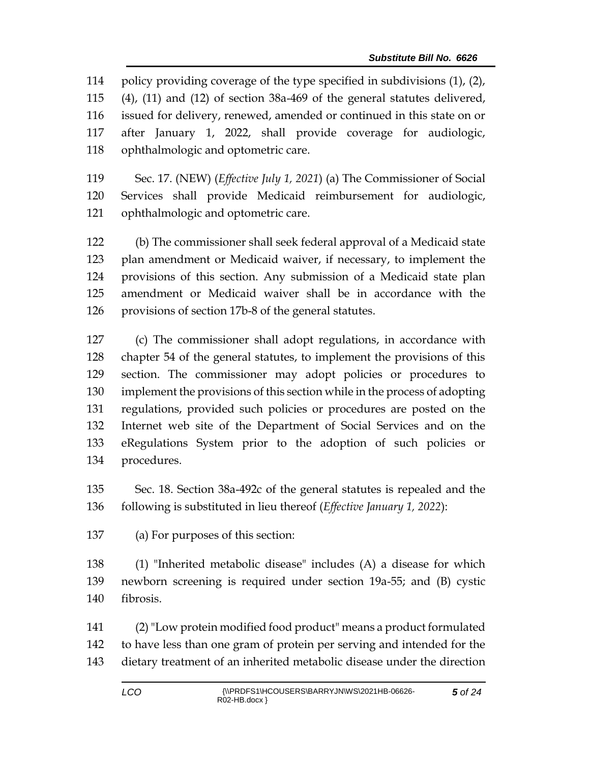policy providing coverage of the type specified in subdivisions (1), (2), (4), (11) and (12) of section 38a-469 of the general statutes delivered, issued for delivery, renewed, amended or continued in this state on or after January 1, 2022, shall provide coverage for audiologic, ophthalmologic and optometric care.

Sec. 17. (NEW) (*Effective July 1, 2021*) (a) The Commissioner of Social Services shall provide Medicaid reimbursement for audiologic, ophthalmologic and optometric care.

(b) The commissioner shall seek federal approval of a Medicaid state plan amendment or Medicaid waiver, if necessary, to implement the provisions of this section. Any submission of a Medicaid state plan amendment or Medicaid waiver shall be in accordance with the provisions of section 17b-8 of the general statutes.

(c) The commissioner shall adopt regulations, in accordance with chapter 54 of the general statutes, to implement the provisions of this section. The commissioner may adopt policies or procedures to implement the provisions of this section while in the process of adopting regulations, provided such policies or procedures are posted on the Internet web site of the Department of Social Services and on the eRegulations System prior to the adoption of such policies or procedures.

Sec. 18. Section 38a-492c of the general statutes is repealed and the following is substituted in lieu thereof (*Effective January 1, 2022*):

(a) For purposes of this section:

(1) "Inherited metabolic disease" includes (A) a disease for which newborn screening is required under section 19a-55; and (B) cystic fibrosis.

(2) "Low protein modified food product" means a product formulated to have less than one gram of protein per serving and intended for the dietary treatment of an inherited metabolic disease under the direction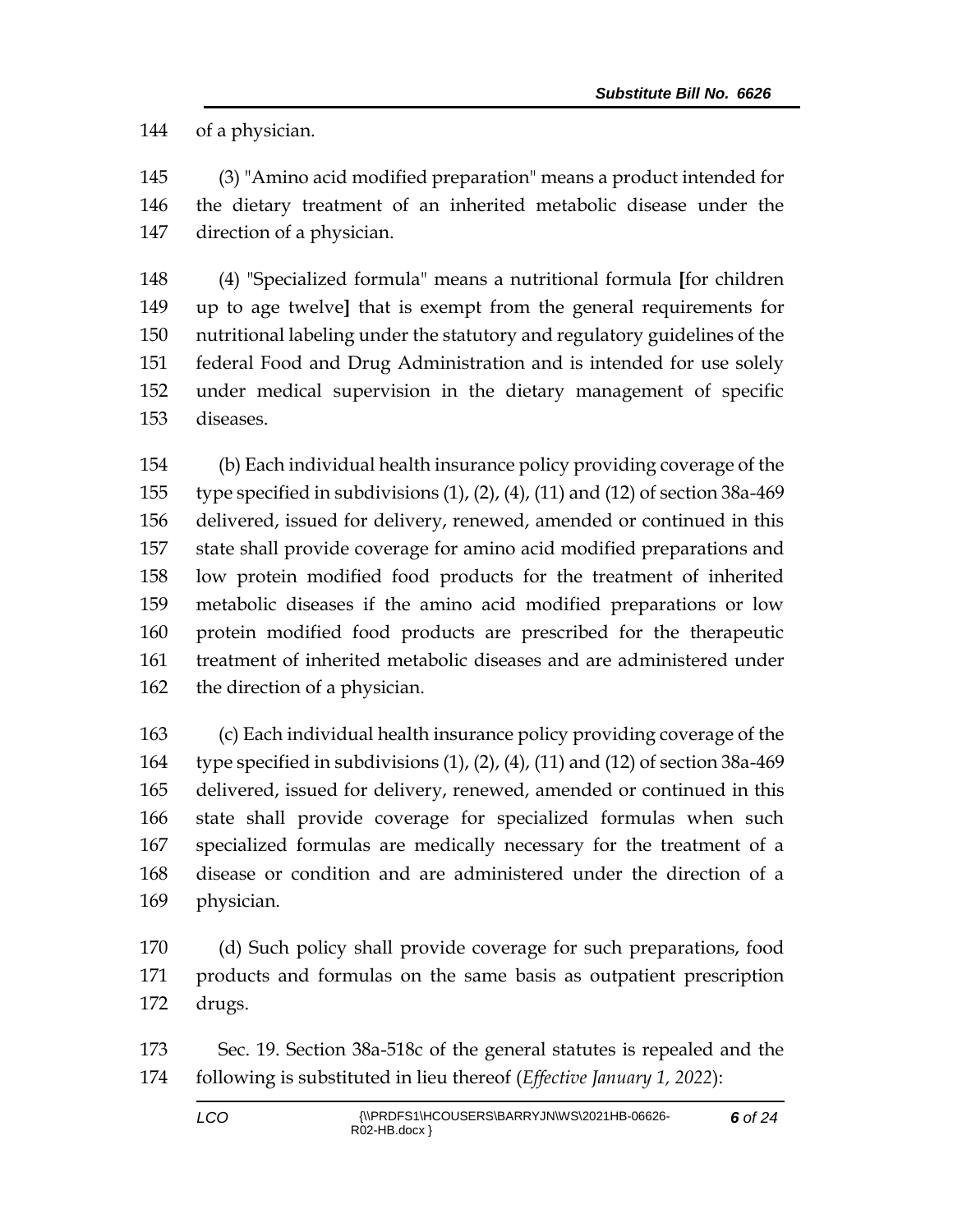of a physician.

(3) "Amino acid modified preparation" means a product intended for the dietary treatment of an inherited metabolic disease under the direction of a physician.

(4) "Specialized formula" means a nutritional formula **[**for children up to age twelve**]** that is exempt from the general requirements for nutritional labeling under the statutory and regulatory guidelines of the federal Food and Drug Administration and is intended for use solely under medical supervision in the dietary management of specific diseases.

(b) Each individual health insurance policy providing coverage of the type specified in subdivisions (1), (2), (4), (11) and (12) of section 38a-469 delivered, issued for delivery, renewed, amended or continued in this state shall provide coverage for amino acid modified preparations and low protein modified food products for the treatment of inherited metabolic diseases if the amino acid modified preparations or low protein modified food products are prescribed for the therapeutic treatment of inherited metabolic diseases and are administered under the direction of a physician.

(c) Each individual health insurance policy providing coverage of the type specified in subdivisions (1), (2), (4), (11) and (12) of section 38a-469 delivered, issued for delivery, renewed, amended or continued in this state shall provide coverage for specialized formulas when such specialized formulas are medically necessary for the treatment of a disease or condition and are administered under the direction of a physician.

(d) Such policy shall provide coverage for such preparations, food products and formulas on the same basis as outpatient prescription drugs.

Sec. 19. Section 38a-518c of the general statutes is repealed and the following is substituted in lieu thereof (*Effective January 1, 2022*):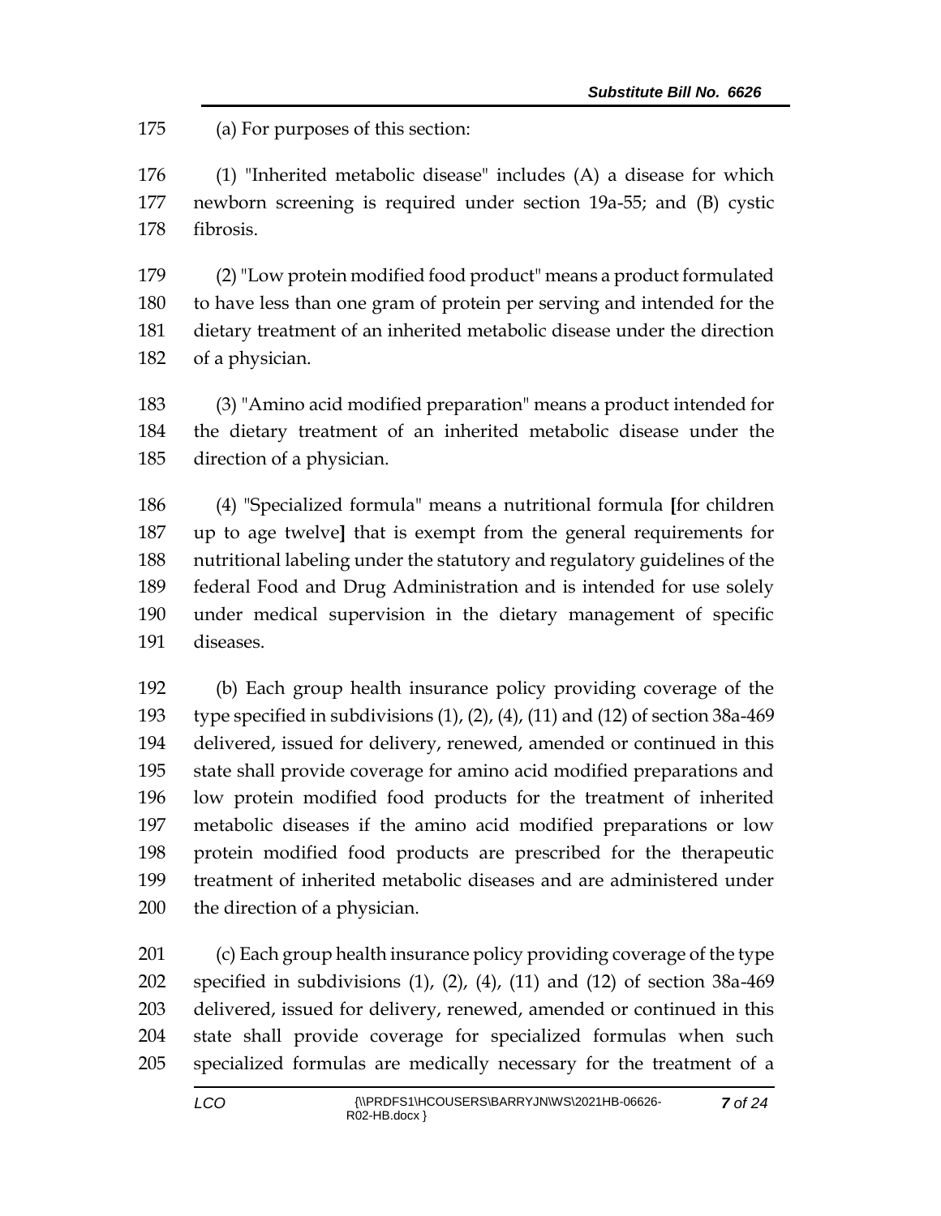(a) For purposes of this section:

(1) "Inherited metabolic disease" includes (A) a disease for which newborn screening is required under section 19a-55; and (B) cystic fibrosis.

(2) "Low protein modified food product" means a product formulated to have less than one gram of protein per serving and intended for the dietary treatment of an inherited metabolic disease under the direction of a physician.

(3) "Amino acid modified preparation" means a product intended for the dietary treatment of an inherited metabolic disease under the direction of a physician.

(4) "Specialized formula" means a nutritional formula **[**for children up to age twelve**]** that is exempt from the general requirements for nutritional labeling under the statutory and regulatory guidelines of the federal Food and Drug Administration and is intended for use solely under medical supervision in the dietary management of specific diseases.

(b) Each group health insurance policy providing coverage of the type specified in subdivisions (1), (2), (4), (11) and (12) of section 38a-469 delivered, issued for delivery, renewed, amended or continued in this state shall provide coverage for amino acid modified preparations and low protein modified food products for the treatment of inherited metabolic diseases if the amino acid modified preparations or low protein modified food products are prescribed for the therapeutic treatment of inherited metabolic diseases and are administered under the direction of a physician.

(c) Each group health insurance policy providing coverage of the type specified in subdivisions (1), (2), (4), (11) and (12) of section 38a-469 delivered, issued for delivery, renewed, amended or continued in this state shall provide coverage for specialized formulas when such specialized formulas are medically necessary for the treatment of a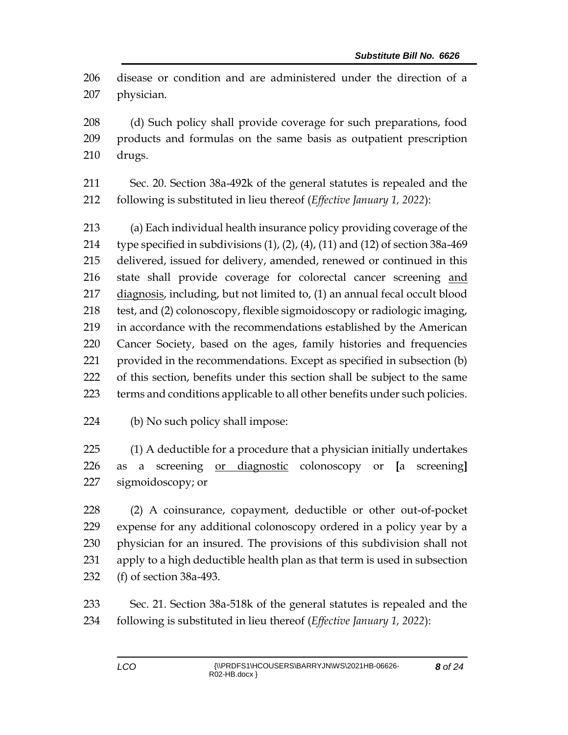disease or condition and are administered under the direction of a physician.

(d) Such policy shall provide coverage for such preparations, food products and formulas on the same basis as outpatient prescription drugs.

Sec. 20. Section 38a-492k of the general statutes is repealed and the following is substituted in lieu thereof (*Effective January 1, 2022*):

(a) Each individual health insurance policy providing coverage of the type specified in subdivisions (1), (2), (4), (11) and (12) of section 38a-469 delivered, issued for delivery, amended, renewed or continued in this state shall provide coverage for colorectal cancer screening <u>and diagnosis</u>, including, but not limited to, (1) an annual fecal occult blood test, and (2) colonoscopy, flexible sigmoidoscopy or radiologic imaging, in accordance with the recommendations established by the American Cancer Society, based on the ages, family histories and frequencies provided in the recommendations. Except as specified in subsection (b) of this section, benefits under this section shall be subject to the same terms and conditions applicable to all other benefits under such policies.

(b) No such policy shall impose:

(1) A deductible for a procedure that a physician initially undertakes as a screening <u>or diagnostic</u> colonoscopy or **[**a screening**]** sigmoidoscopy; or

(2) A coinsurance, copayment, deductible or other out-of-pocket expense for any additional colonoscopy ordered in a policy year by a physician for an insured. The provisions of this subdivision shall not apply to a high deductible health plan as that term is used in subsection (f) of section 38a-493.

Sec. 21. Section 38a-518k of the general statutes is repealed and the following is substituted in lieu thereof (*Effective January 1, 2022*):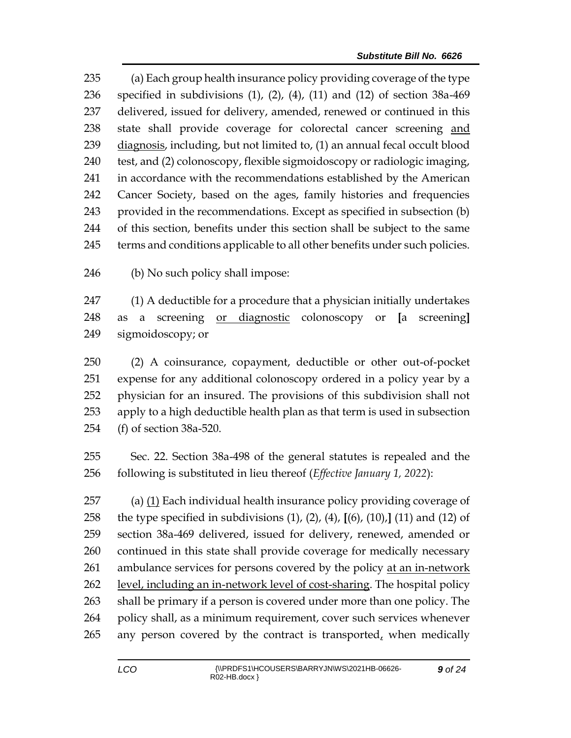235 (a) Each group health insurance policy providing coverage of the type
236 specified in subdivisions (1), (2), (4), (11) and (12) of section 38a-469
237 delivered, issued for delivery, amended, renewed or continued in this
238 state shall provide coverage for colorectal cancer screening <u>and</u>
239 <u>diagnosis</u>, including, but not limited to, (1) an annual fecal occult blood
240 test, and (2) colonoscopy, flexible sigmoidoscopy or radiologic imaging,
241 in accordance with the recommendations established by the American
242 Cancer Society, based on the ages, family histories and frequencies
243 provided in the recommendations. Except as specified in subsection (b)
244 of this section, benefits under this section shall be subject to the same
245 terms and conditions applicable to all other benefits under such policies.

246 (b) No such policy shall impose:

247 (1) A deductible for a procedure that a physician initially undertakes
248 as a screening <u>or diagnostic</u> colonoscopy or **[**a screening**]**
249 sigmoidoscopy; or

250 (2) A coinsurance, copayment, deductible or other out-of-pocket
251 expense for any additional colonoscopy ordered in a policy year by a
252 physician for an insured. The provisions of this subdivision shall not
253 apply to a high deductible health plan as that term is used in subsection
254 (f) of section 38a-520.

255 Sec. 22. Section 38a-498 of the general statutes is repealed and the
256 following is substituted in lieu thereof (*Effective January 1, 2022*):

257 (a) <u>(1)</u> Each individual health insurance policy providing coverage of
258 the type specified in subdivisions (1), (2), (4), **[**(6), (10),**]** (11) and (12) of
259 section 38a-469 delivered, issued for delivery, renewed, amended or
260 continued in this state shall provide coverage for medically necessary
261 ambulance services for persons covered by the policy <u>at an in-network</u>
262 <u>level, including an in-network level of cost-sharing</u>. The hospital policy
263 shall be primary if a person is covered under more than one policy. The
264 policy shall, as a minimum requirement, cover such services whenever
265 any person covered by the contract is transported<u>,</u> when medically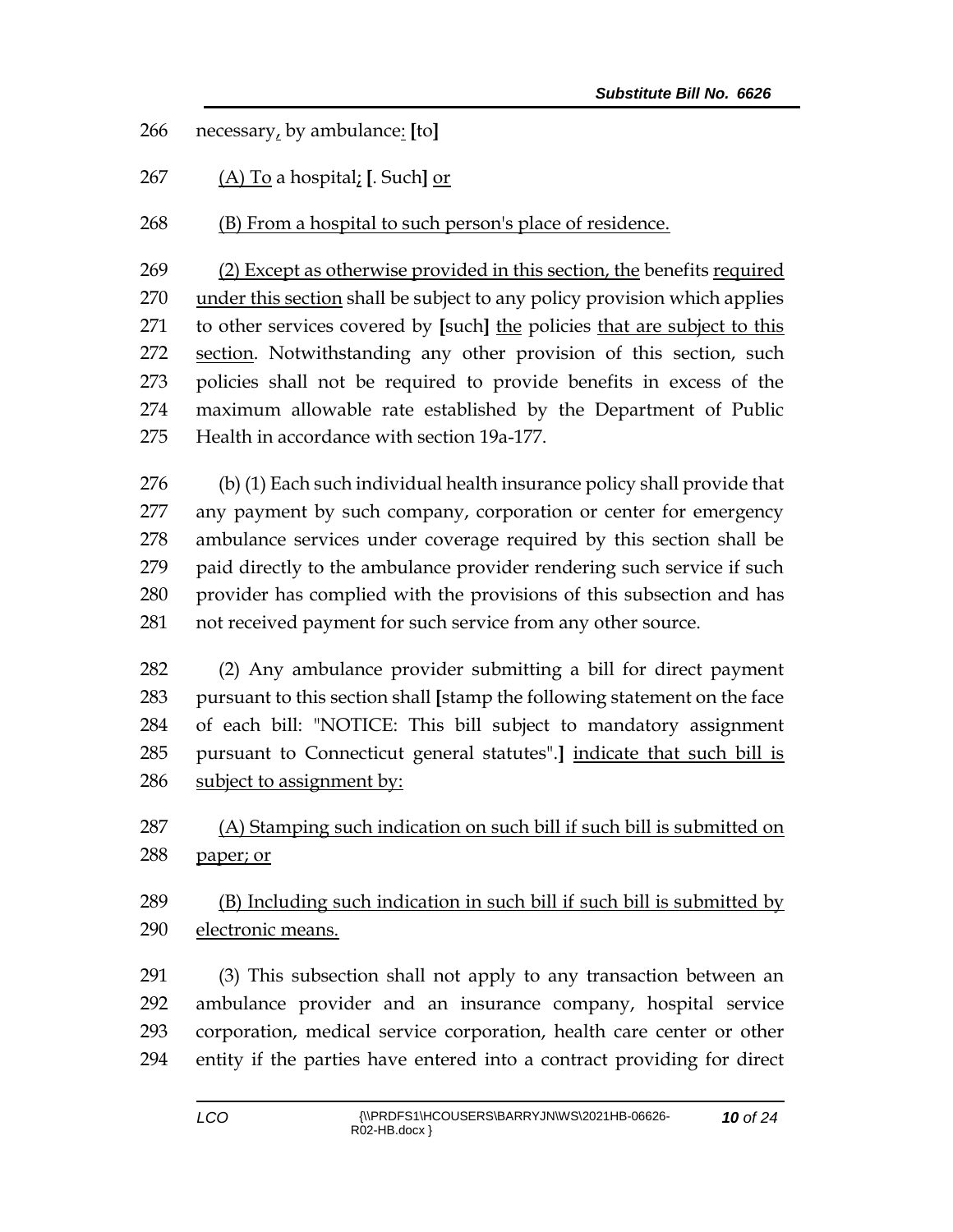266 necessary, by ambulance: [to]

267 (A) To a hospital; [. Such] or

268 (B) From a hospital to such person's place of residence.

269 (2) Except as otherwise provided in this section, the benefits required
270 under this section shall be subject to any policy provision which applies
271 to other services covered by [such] the policies that are subject to this
272 section. Notwithstanding any other provision of this section, such
273 policies shall not be required to provide benefits in excess of the
274 maximum allowable rate established by the Department of Public
275 Health in accordance with section 19a-177.

276 (b) (1) Each such individual health insurance policy shall provide that
277 any payment by such company, corporation or center for emergency
278 ambulance services under coverage required by this section shall be
279 paid directly to the ambulance provider rendering such service if such
280 provider has complied with the provisions of this subsection and has
281 not received payment for such service from any other source.

282 (2) Any ambulance provider submitting a bill for direct payment
283 pursuant to this section shall [stamp the following statement on the face
284 of each bill: "NOTICE: This bill subject to mandatory assignment
285 pursuant to Connecticut general statutes".] indicate that such bill is
286 subject to assignment by:

287 (A) Stamping such indication on such bill if such bill is submitted on
288 paper; or

289 (B) Including such indication in such bill if such bill is submitted by
290 electronic means.

291 (3) This subsection shall not apply to any transaction between an
292 ambulance provider and an insurance company, hospital service
293 corporation, medical service corporation, health care center or other
294 entity if the parties have entered into a contract providing for direct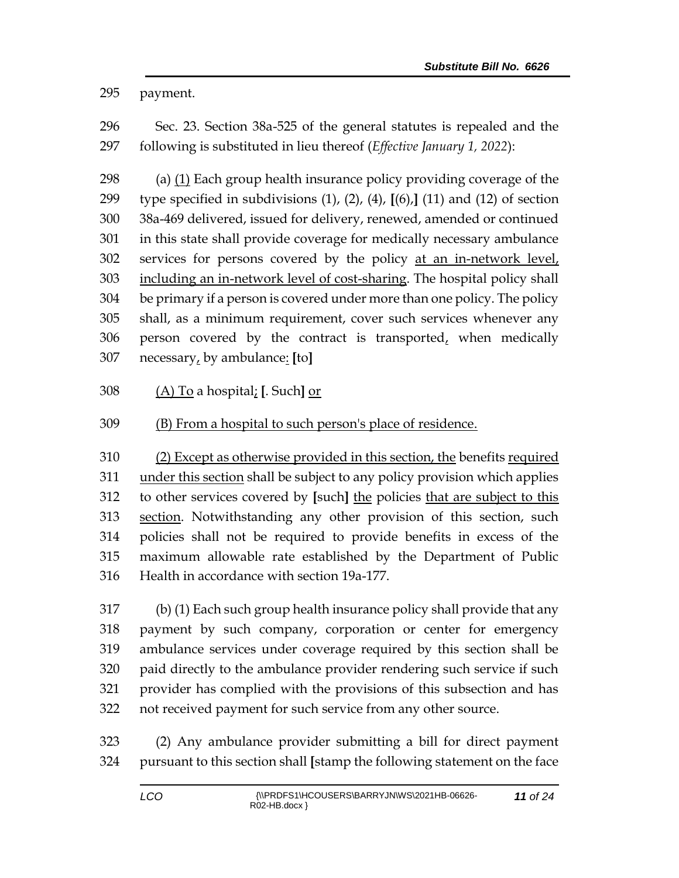payment.

Sec. 23. Section 38a-525 of the general statutes is repealed and the following is substituted in lieu thereof (*Effective January 1, 2022*):

(a) (1) Each group health insurance policy providing coverage of the type specified in subdivisions (1), (2), (4), **[**(6),**]** (11) and (12) of section 38a-469 delivered, issued for delivery, renewed, amended or continued in this state shall provide coverage for medically necessary ambulance services for persons covered by the policy at an in-network level, including an in-network level of cost-sharing. The hospital policy shall be primary if a person is covered under more than one policy. The policy shall, as a minimum requirement, cover such services whenever any person covered by the contract is transported, when medically necessary, by ambulance: **[**to**]**

(A) To a hospital; **[**. Such**]** or

(B) From a hospital to such person's place of residence.

(2) Except as otherwise provided in this section, the benefits required under this section shall be subject to any policy provision which applies to other services covered by **[**such**]** the policies that are subject to this section. Notwithstanding any other provision of this section, such policies shall not be required to provide benefits in excess of the maximum allowable rate established by the Department of Public Health in accordance with section 19a-177.

(b) (1) Each such group health insurance policy shall provide that any payment by such company, corporation or center for emergency ambulance services under coverage required by this section shall be paid directly to the ambulance provider rendering such service if such provider has complied with the provisions of this subsection and has not received payment for such service from any other source.

(2) Any ambulance provider submitting a bill for direct payment pursuant to this section shall **[**stamp the following statement on the face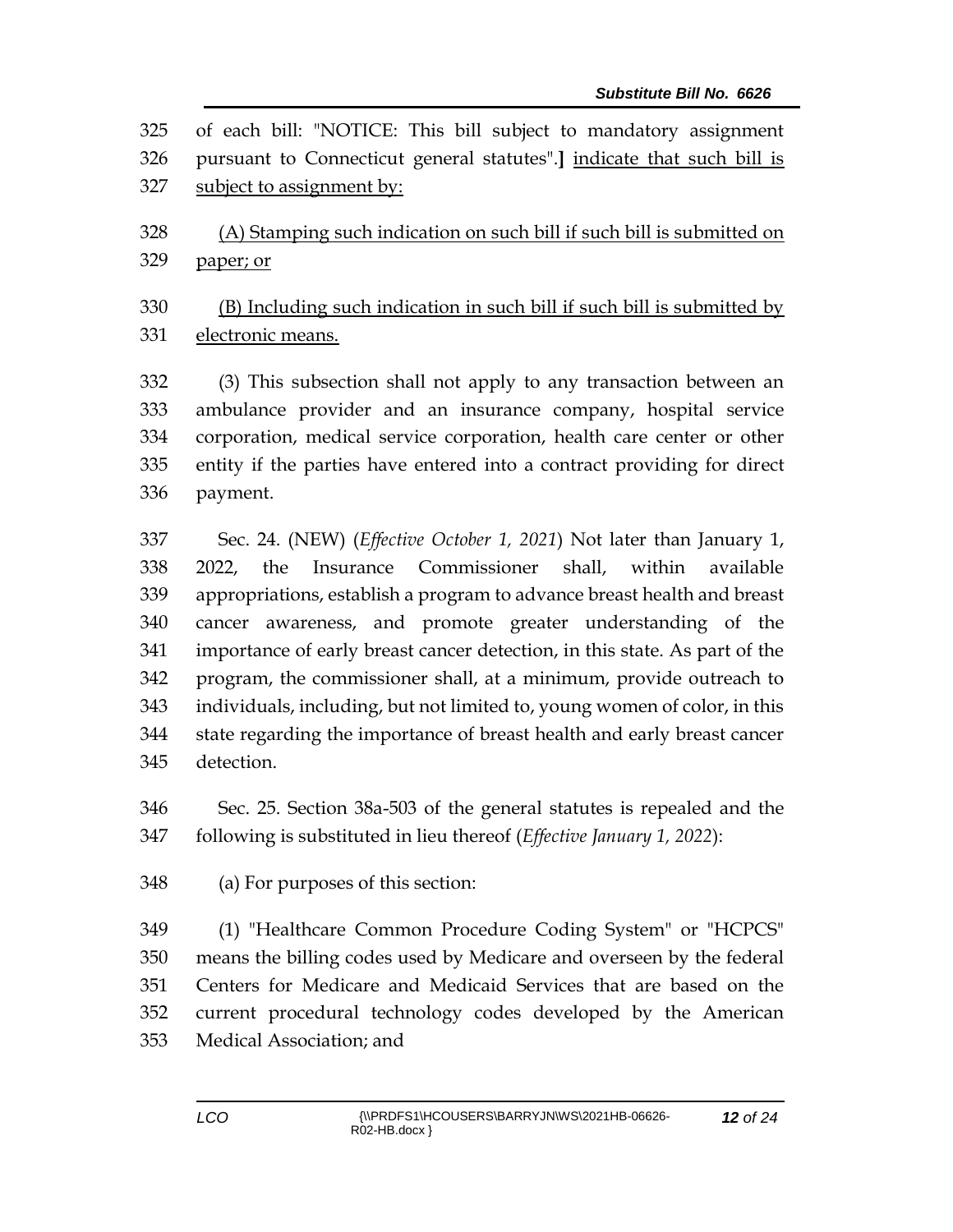of each bill: "NOTICE: This bill subject to mandatory assignment pursuant to Connecticut general statutes".] indicate that such bill is subject to assignment by:

(A) Stamping such indication on such bill if such bill is submitted on paper; or

(B) Including such indication in such bill if such bill is submitted by electronic means.

(3) This subsection shall not apply to any transaction between an ambulance provider and an insurance company, hospital service corporation, medical service corporation, health care center or other entity if the parties have entered into a contract providing for direct payment.

Sec. 24. (NEW) (*Effective October 1, 2021*) Not later than January 1, 2022, the Insurance Commissioner shall, within available appropriations, establish a program to advance breast health and breast cancer awareness, and promote greater understanding of the importance of early breast cancer detection, in this state. As part of the program, the commissioner shall, at a minimum, provide outreach to individuals, including, but not limited to, young women of color, in this state regarding the importance of breast health and early breast cancer detection.

Sec. 25. Section 38a-503 of the general statutes is repealed and the following is substituted in lieu thereof (*Effective January 1, 2022*):

(a) For purposes of this section:

(1) "Healthcare Common Procedure Coding System" or "HCPCS" means the billing codes used by Medicare and overseen by the federal Centers for Medicare and Medicaid Services that are based on the current procedural technology codes developed by the American Medical Association; and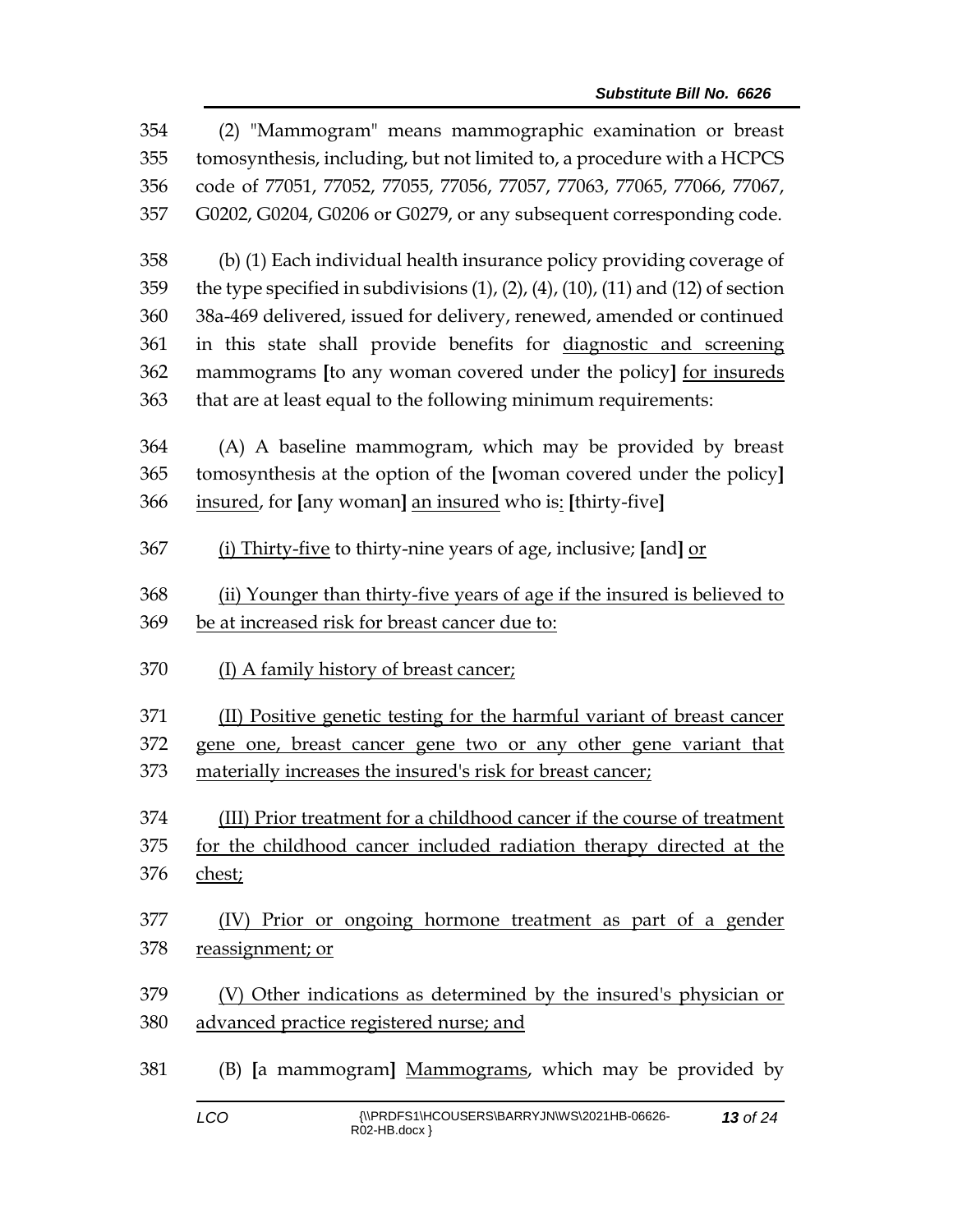354 (2) "Mammogram" means mammographic examination or breast
355 tomosynthesis, including, but not limited to, a procedure with a HCPCS
356 code of 77051, 77052, 77055, 77056, 77057, 77063, 77065, 77066, 77067,
357 G0202, G0204, G0206 or G0279, or any subsequent corresponding code.

358 (b) (1) Each individual health insurance policy providing coverage of
359 the type specified in subdivisions (1), (2), (4), (10), (11) and (12) of section
360 38a-469 delivered, issued for delivery, renewed, amended or continued
361 in this state shall provide benefits for <u>diagnostic and screening</u>
362 mammograms **[**to any woman covered under the policy**]** <u>for insureds</u>
363 that are at least equal to the following minimum requirements:

364 (A) A baseline mammogram, which may be provided by breast
365 tomosynthesis at the option of the **[**woman covered under the policy**]**
366 <u>insured</u>, for **[**any woman**]** <u>an insured</u> who is<u>:</u> **[**thirty-five**]**

367 <u>(i) Thirty-five</u> to thirty-nine years of age, inclusive; **[**and**]** <u>or</u>

368 <u>(ii) Younger than thirty-five years of age if the insured is believed to</u>
369 <u>be at increased risk for breast cancer due to:</u>

370 <u>(I) A family history of breast cancer;</u>

371 <u>(II) Positive genetic testing for the harmful variant of breast cancer</u>
372 <u>gene one, breast cancer gene two or any other gene variant that</u>
373 <u>materially increases the insured's risk for breast cancer;</u>

374 <u>(III) Prior treatment for a childhood cancer if the course of treatment</u>
375 <u>for the childhood cancer included radiation therapy directed at the</u>
376 <u>chest;</u>

377 <u>(IV) Prior or ongoing hormone treatment as part of a gender</u>
378 <u>reassignment; or</u>

379 <u>(V) Other indications as determined by the insured's physician or</u>
380 <u>advanced practice registered nurse; and</u>

381 (B) **[**a mammogram**]** <u>Mammograms</u>, which may be provided by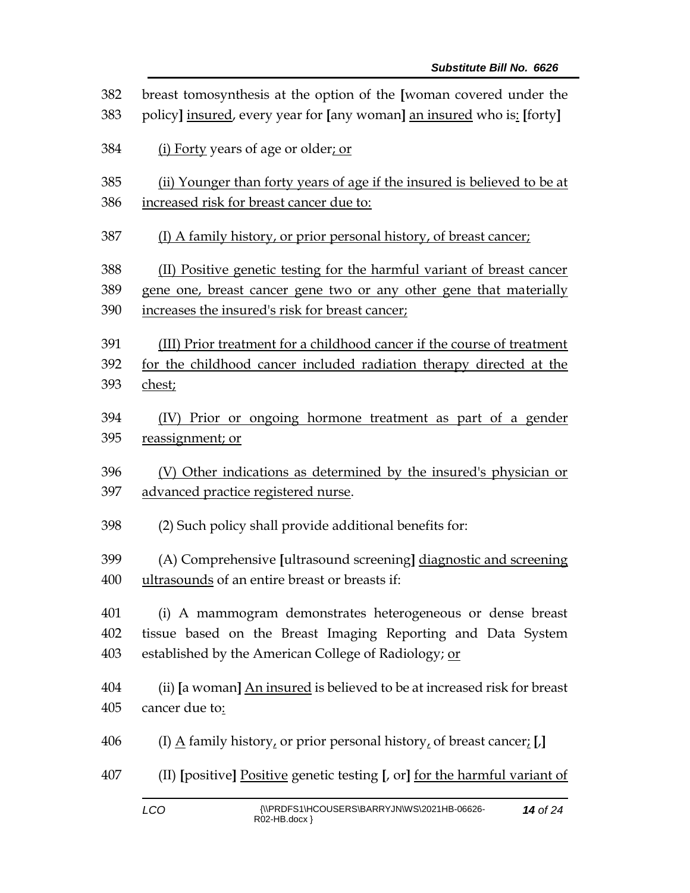382 breast tomosynthesis at the option of the [woman covered under the
383 policy] insured, every year for [any woman] an insured who is: [forty]

384 (i) Forty years of age or older; or

385 (ii) Younger than forty years of age if the insured is believed to be at
386 increased risk for breast cancer due to:

387 (I) A family history, or prior personal history, of breast cancer;

388 (II) Positive genetic testing for the harmful variant of breast cancer
389 gene one, breast cancer gene two or any other gene that materially
390 increases the insured's risk for breast cancer;

391 (III) Prior treatment for a childhood cancer if the course of treatment
392 for the childhood cancer included radiation therapy directed at the
393 chest;

394 (IV) Prior or ongoing hormone treatment as part of a gender
395 reassignment; or

396 (V) Other indications as determined by the insured's physician or
397 advanced practice registered nurse.

398 (2) Such policy shall provide additional benefits for:

399 (A) Comprehensive [ultrasound screening] diagnostic and screening
400 ultrasounds of an entire breast or breasts if:

401 (i) A mammogram demonstrates heterogeneous or dense breast
402 tissue based on the Breast Imaging Reporting and Data System
403 established by the American College of Radiology; or

404 (ii) [a woman] An insured is believed to be at increased risk for breast
405 cancer due to:

406 (I) A family history, or prior personal history, of breast cancer; [,]

407 (II) [positive] Positive genetic testing [, or] for the harmful variant of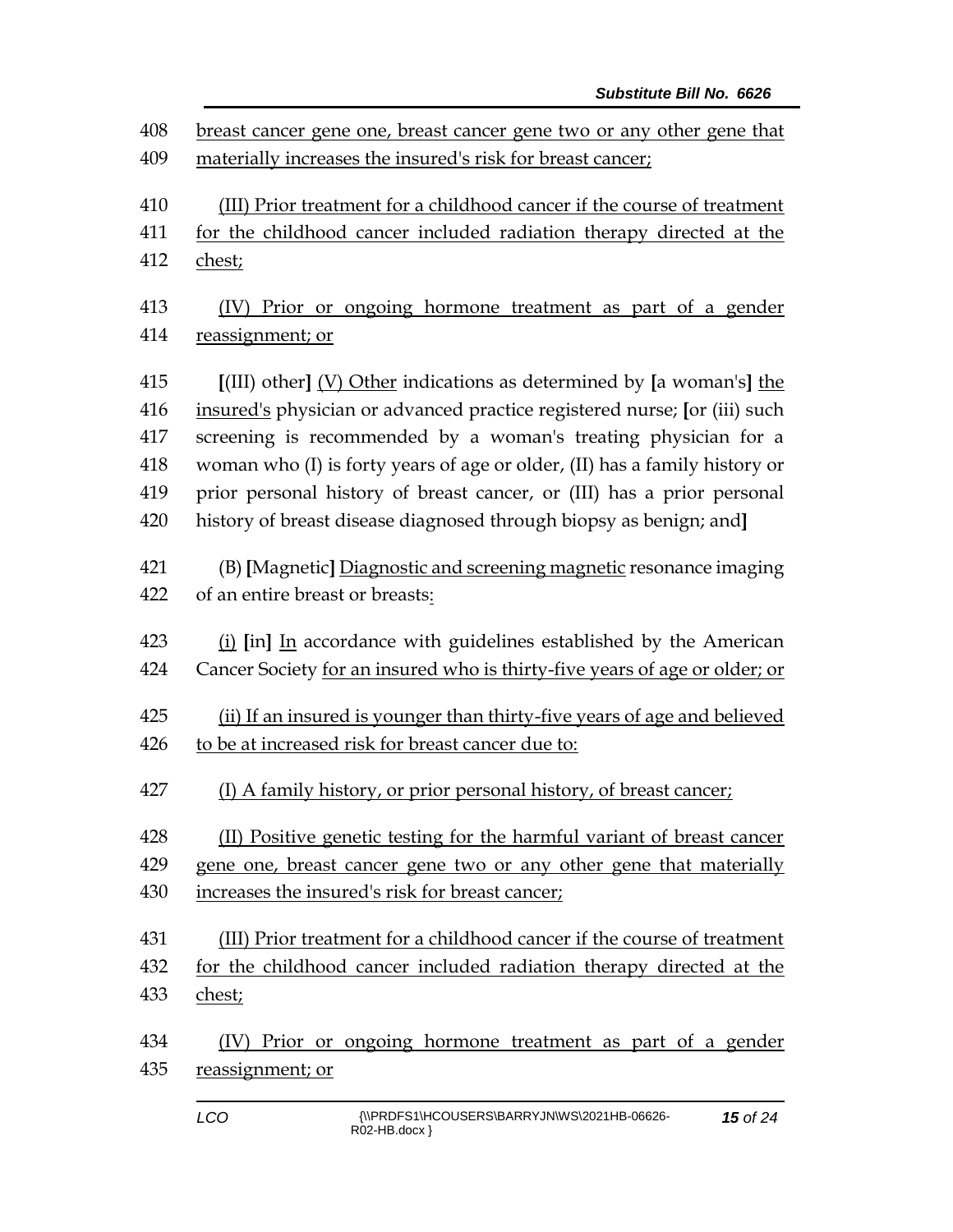408 breast cancer gene one, breast cancer gene two or any other gene that
409 materially increases the insured's risk for breast cancer;

410 (III) Prior treatment for a childhood cancer if the course of treatment
411 for the childhood cancer included radiation therapy directed at the
412 chest;

413 (IV) Prior or ongoing hormone treatment as part of a gender
414 reassignment; or

415 [(III) other] (V) Other indications as determined by [a woman's] the
416 insured's physician or advanced practice registered nurse; [or (iii) such
417 screening is recommended by a woman's treating physician for a
418 woman who (I) is forty years of age or older, (II) has a family history or
419 prior personal history of breast cancer, or (III) has a prior personal
420 history of breast disease diagnosed through biopsy as benign; and]

421 (B) [Magnetic] Diagnostic and screening magnetic resonance imaging
422 of an entire breast or breasts:

423 (i) [in] In accordance with guidelines established by the American
424 Cancer Society for an insured who is thirty-five years of age or older; or

425 (ii) If an insured is younger than thirty-five years of age and believed
426 to be at increased risk for breast cancer due to:

427 (I) A family history, or prior personal history, of breast cancer;

428 (II) Positive genetic testing for the harmful variant of breast cancer
429 gene one, breast cancer gene two or any other gene that materially
430 increases the insured's risk for breast cancer;

431 (III) Prior treatment for a childhood cancer if the course of treatment
432 for the childhood cancer included radiation therapy directed at the
433 chest;

434 (IV) Prior or ongoing hormone treatment as part of a gender
435 reassignment; or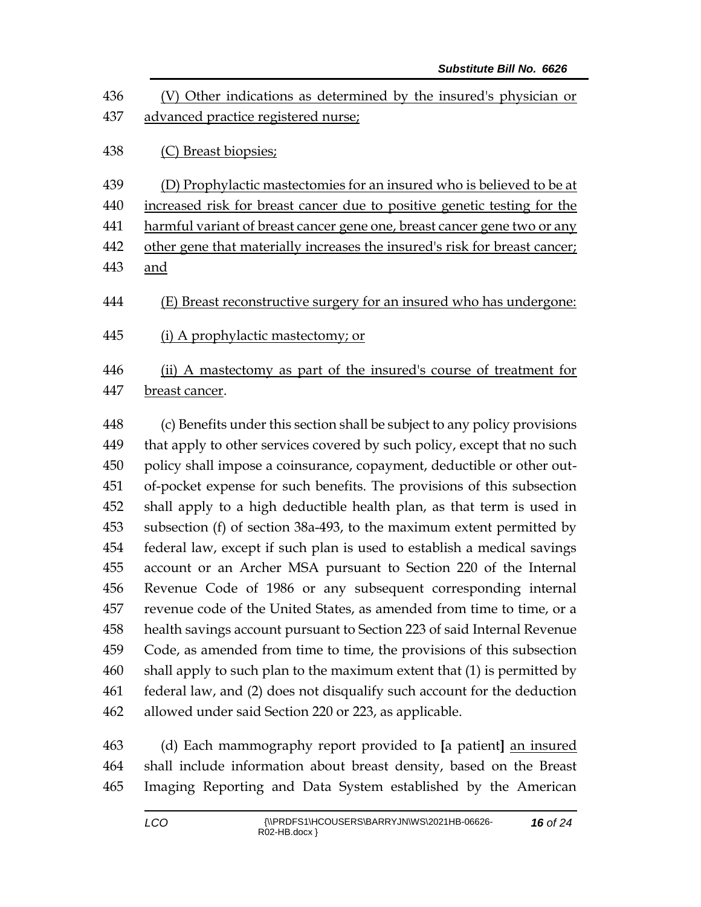<u>(V) Other indications as determined by the insured's physician or advanced practice registered nurse;</u>

<u>(C) Breast biopsies;</u>

<u>(D) Prophylactic mastectomies for an insured who is believed to be at increased risk for breast cancer due to positive genetic testing for the harmful variant of breast cancer gene one, breast cancer gene two or any other gene that materially increases the insured's risk for breast cancer; and</u>

<u>(E) Breast reconstructive surgery for an insured who has undergone:</u>

<u>(i) A prophylactic mastectomy; or</u>

<u>(ii) A mastectomy as part of the insured's course of treatment for breast cancer</u>.

(c) Benefits under this section shall be subject to any policy provisions that apply to other services covered by such policy, except that no such policy shall impose a coinsurance, copayment, deductible or other out-of-pocket expense for such benefits. The provisions of this subsection shall apply to a high deductible health plan, as that term is used in subsection (f) of section 38a-493, to the maximum extent permitted by federal law, except if such plan is used to establish a medical savings account or an Archer MSA pursuant to Section 220 of the Internal Revenue Code of 1986 or any subsequent corresponding internal revenue code of the United States, as amended from time to time, or a health savings account pursuant to Section 223 of said Internal Revenue Code, as amended from time to time, the provisions of this subsection shall apply to such plan to the maximum extent that (1) is permitted by federal law, and (2) does not disqualify such account for the deduction allowed under said Section 220 or 223, as applicable.

(d) Each mammography report provided to **[**a patient**]** <u>an insured</u> shall include information about breast density, based on the Breast Imaging Reporting and Data System established by the American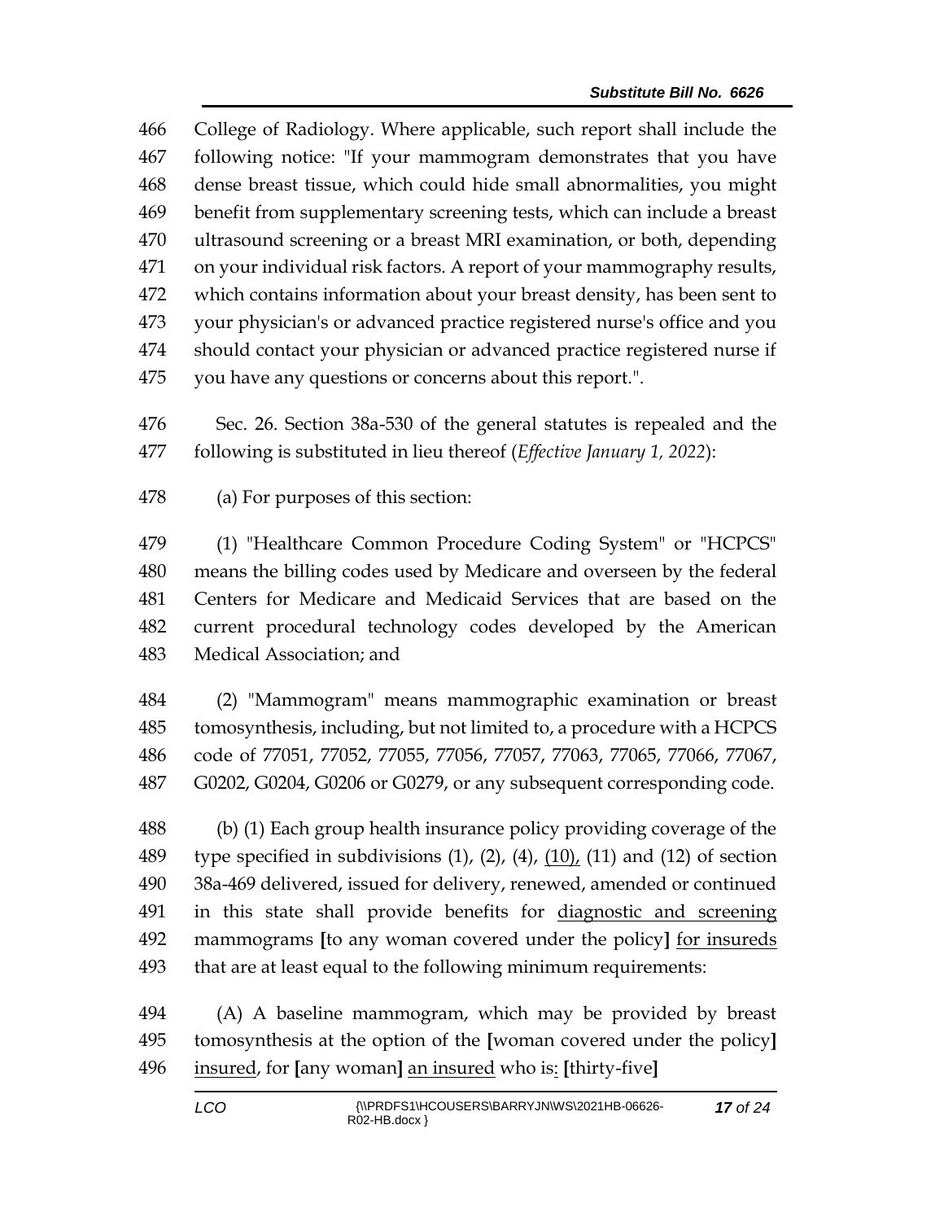466 College of Radiology. Where applicable, such report shall include the
467 following notice: "If your mammogram demonstrates that you have
468 dense breast tissue, which could hide small abnormalities, you might
469 benefit from supplementary screening tests, which can include a breast
470 ultrasound screening or a breast MRI examination, or both, depending
471 on your individual risk factors. A report of your mammography results,
472 which contains information about your breast density, has been sent to
473 your physician's or advanced practice registered nurse's office and you
474 should contact your physician or advanced practice registered nurse if
475 you have any questions or concerns about this report.".

476 Sec. 26. Section 38a-530 of the general statutes is repealed and the
477 following is substituted in lieu thereof (*Effective January 1, 2022*):

478 (a) For purposes of this section:

479 (1) "Healthcare Common Procedure Coding System" or "HCPCS"
480 means the billing codes used by Medicare and overseen by the federal
481 Centers for Medicare and Medicaid Services that are based on the
482 current procedural technology codes developed by the American
483 Medical Association; and

484 (2) "Mammogram" means mammographic examination or breast
485 tomosynthesis, including, but not limited to, a procedure with a HCPCS
486 code of 77051, 77052, 77055, 77056, 77057, 77063, 77065, 77066, 77067,
487 G0202, G0204, G0206 or G0279, or any subsequent corresponding code.

488 (b) (1) Each group health insurance policy providing coverage of the
489 type specified in subdivisions (1), (2), (4), <u>(10),</u> (11) and (12) of section
490 38a-469 delivered, issued for delivery, renewed, amended or continued
491 in this state shall provide benefits for <u>diagnostic and screening</u>
492 mammograms **[**to any woman covered under the policy**]** <u>for insureds</u>
493 that are at least equal to the following minimum requirements:

494 (A) A baseline mammogram, which may be provided by breast
495 tomosynthesis at the option of the **[**woman covered under the policy**]**
496 <u>insured</u>, for **[**any woman**]** <u>an insured</u> who is<u>:</u> **[**thirty-five**]**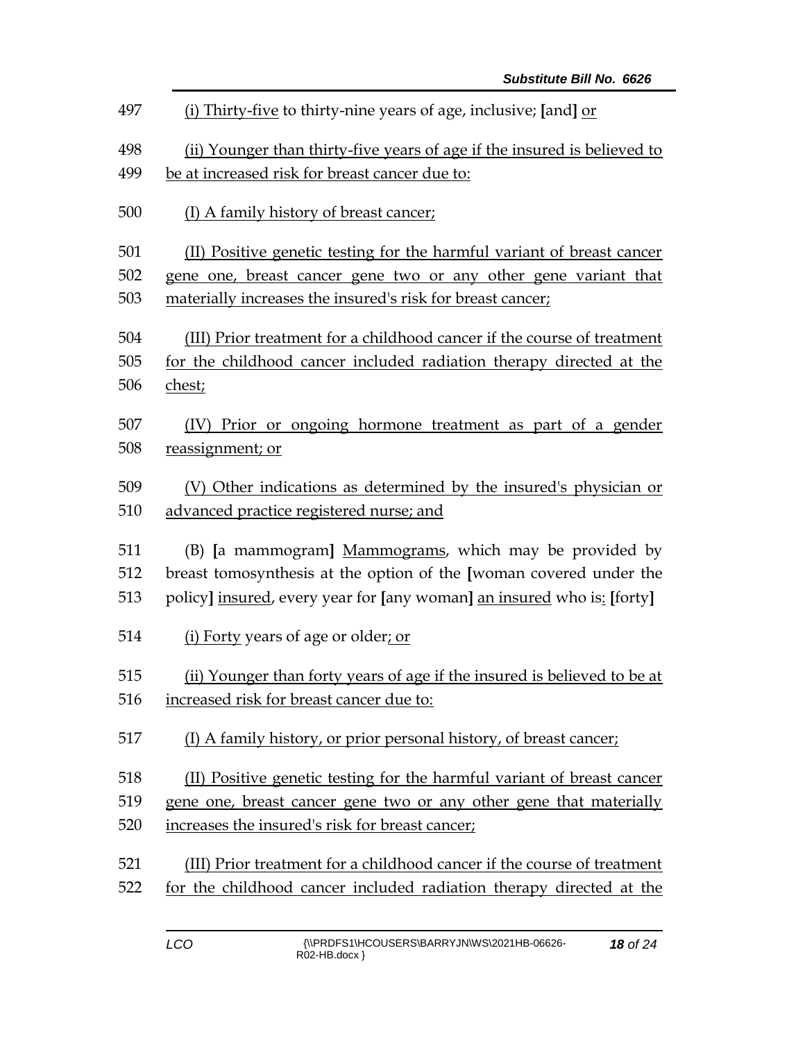497 <u>(i) Thirty-five</u> to thirty-nine years of age, inclusive; **[**and**]** <u>or</u>

498 <u>(ii) Younger than thirty-five years of age if the insured is believed to</u>
499 <u>be at increased risk for breast cancer due to:</u>

500 <u>(I) A family history of breast cancer;</u>

501 <u>(II) Positive genetic testing for the harmful variant of breast cancer</u>
502 <u>gene one, breast cancer gene two or any other gene variant that</u>
503 <u>materially increases the insured's risk for breast cancer;</u>

504 <u>(III) Prior treatment for a childhood cancer if the course of treatment</u>
505 <u>for the childhood cancer included radiation therapy directed at the</u>
506 <u>chest;</u>

507 <u>(IV) Prior or ongoing hormone treatment as part of a gender</u>
508 <u>reassignment; or</u>

509 <u>(V) Other indications as determined by the insured's physician or</u>
510 <u>advanced practice registered nurse; and</u>

511 (B) **[**a mammogram**]** <u>Mammograms</u>, which may be provided by
512 breast tomosynthesis at the option of the **[**woman covered under the
513 policy**]** <u>insured</u>, every year for **[**any woman**]** <u>an insured</u> who is<u>:</u> **[**forty**]**

514 <u>(i) Forty</u> years of age or older<u>; or</u>

515 <u>(ii) Younger than forty years of age if the insured is believed to be at</u>
516 <u>increased risk for breast cancer due to:</u>

517 <u>(I) A family history, or prior personal history, of breast cancer;</u>

518 <u>(II) Positive genetic testing for the harmful variant of breast cancer</u>
519 <u>gene one, breast cancer gene two or any other gene that materially</u>
520 <u>increases the insured's risk for breast cancer;</u>

521 <u>(III) Prior treatment for a childhood cancer if the course of treatment</u>
522 <u>for the childhood cancer included radiation therapy directed at the</u>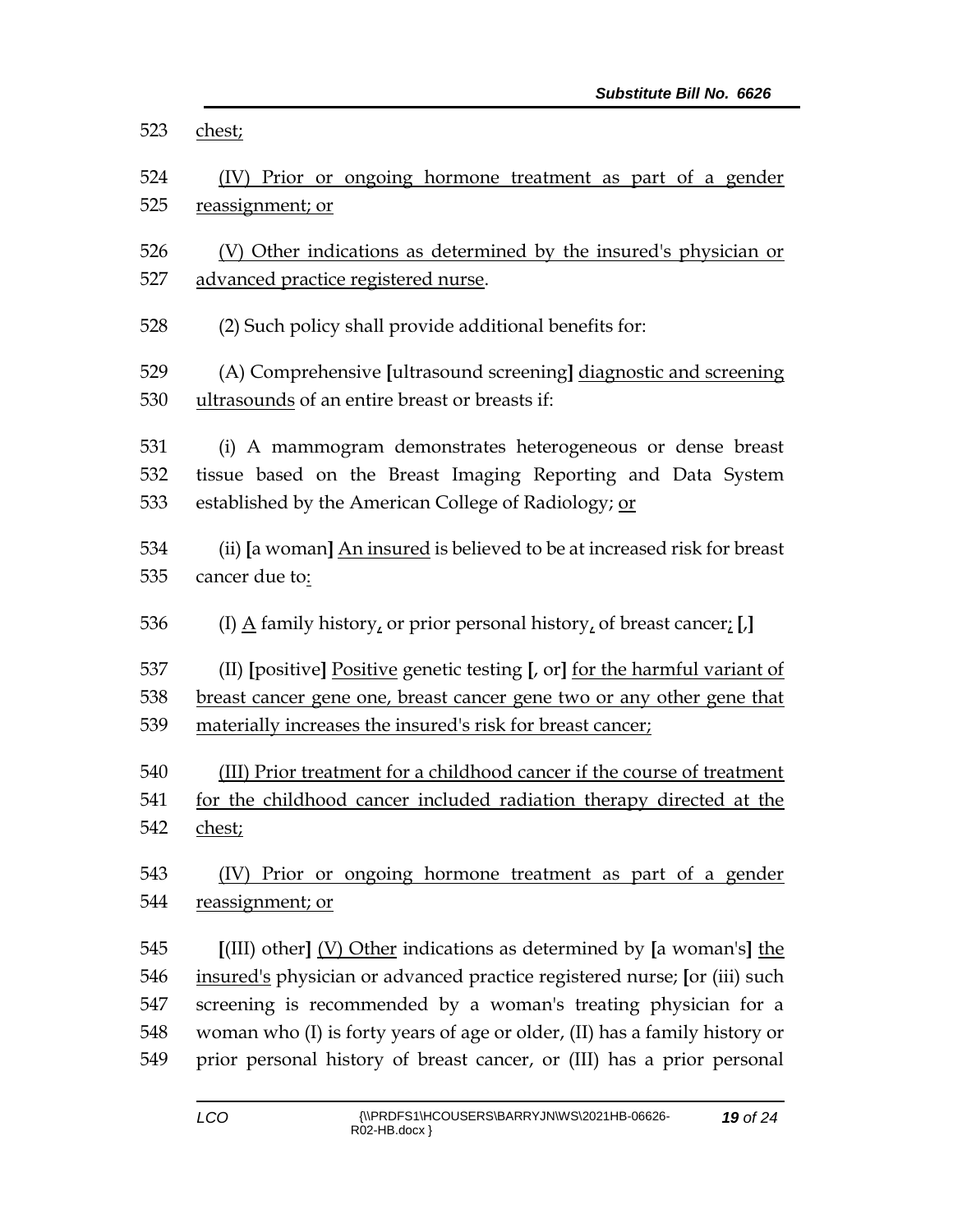523 chest;

524 (IV) Prior or ongoing hormone treatment as part of a gender
525 reassignment; or

526 (V) Other indications as determined by the insured's physician or
527 advanced practice registered nurse.

528 (2) Such policy shall provide additional benefits for:

529 (A) Comprehensive [ultrasound screening] diagnostic and screening
530 ultrasounds of an entire breast or breasts if:

531 (i) A mammogram demonstrates heterogeneous or dense breast
532 tissue based on the Breast Imaging Reporting and Data System
533 established by the American College of Radiology; or

534 (ii) [a woman] An insured is believed to be at increased risk for breast
535 cancer due to:

536 (I) A family history, or prior personal history, of breast cancer; [,]

537 (II) [positive] Positive genetic testing [, or] for the harmful variant of
538 breast cancer gene one, breast cancer gene two or any other gene that
539 materially increases the insured's risk for breast cancer;

540 (III) Prior treatment for a childhood cancer if the course of treatment
541 for the childhood cancer included radiation therapy directed at the
542 chest;

543 (IV) Prior or ongoing hormone treatment as part of a gender
544 reassignment; or

545 [(III) other] (V) Other indications as determined by [a woman's] the
546 insured's physician or advanced practice registered nurse; [or (iii) such
547 screening is recommended by a woman's treating physician for a
548 woman who (I) is forty years of age or older, (II) has a family history or
549 prior personal history of breast cancer, or (III) has a prior personal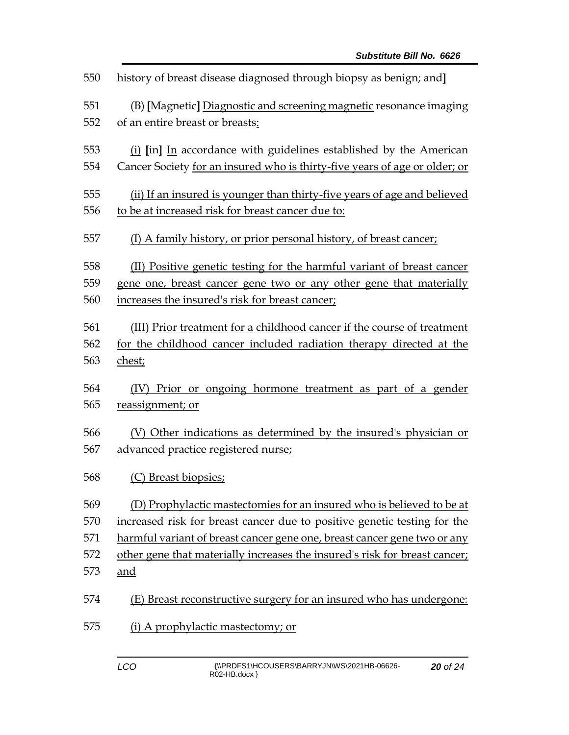history of breast disease diagnosed through biopsy as benign; and]

(B) [Magnetic] Diagnostic and screening magnetic resonance imaging of an entire breast or breasts:

(i) [in] In accordance with guidelines established by the American Cancer Society for an insured who is thirty-five years of age or older; or

(ii) If an insured is younger than thirty-five years of age and believed to be at increased risk for breast cancer due to:

(I) A family history, or prior personal history, of breast cancer;

(II) Positive genetic testing for the harmful variant of breast cancer gene one, breast cancer gene two or any other gene that materially increases the insured's risk for breast cancer;

(III) Prior treatment for a childhood cancer if the course of treatment for the childhood cancer included radiation therapy directed at the chest;

(IV) Prior or ongoing hormone treatment as part of a gender reassignment; or

(V) Other indications as determined by the insured's physician or advanced practice registered nurse;

(C) Breast biopsies;

(D) Prophylactic mastectomies for an insured who is believed to be at increased risk for breast cancer due to positive genetic testing for the harmful variant of breast cancer gene one, breast cancer gene two or any other gene that materially increases the insured's risk for breast cancer; and

(E) Breast reconstructive surgery for an insured who has undergone:

(i) A prophylactic mastectomy; or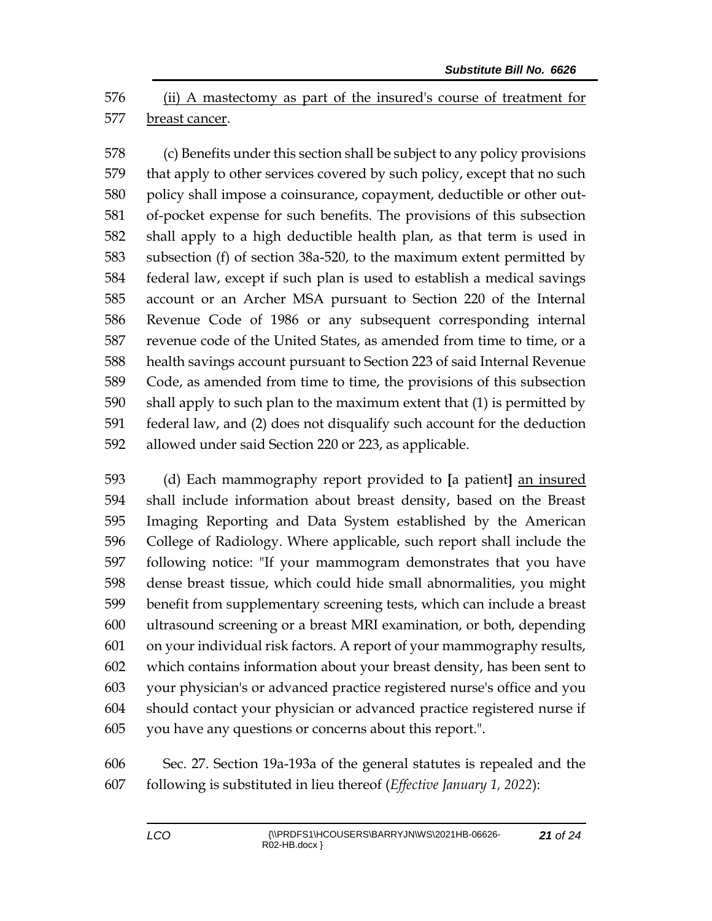(ii) A mastectomy as part of the insured's course of treatment for breast cancer.

(c) Benefits under this section shall be subject to any policy provisions that apply to other services covered by such policy, except that no such policy shall impose a coinsurance, copayment, deductible or other out-of-pocket expense for such benefits. The provisions of this subsection shall apply to a high deductible health plan, as that term is used in subsection (f) of section 38a-520, to the maximum extent permitted by federal law, except if such plan is used to establish a medical savings account or an Archer MSA pursuant to Section 220 of the Internal Revenue Code of 1986 or any subsequent corresponding internal revenue code of the United States, as amended from time to time, or a health savings account pursuant to Section 223 of said Internal Revenue Code, as amended from time to time, the provisions of this subsection shall apply to such plan to the maximum extent that (1) is permitted by federal law, and (2) does not disqualify such account for the deduction allowed under said Section 220 or 223, as applicable.

(d) Each mammography report provided to **[**a patient**]** an insured shall include information about breast density, based on the Breast Imaging Reporting and Data System established by the American College of Radiology. Where applicable, such report shall include the following notice: "If your mammogram demonstrates that you have dense breast tissue, which could hide small abnormalities, you might benefit from supplementary screening tests, which can include a breast ultrasound screening or a breast MRI examination, or both, depending on your individual risk factors. A report of your mammography results, which contains information about your breast density, has been sent to your physician's or advanced practice registered nurse's office and you should contact your physician or advanced practice registered nurse if you have any questions or concerns about this report.".

Sec. 27. Section 19a-193a of the general statutes is repealed and the following is substituted in lieu thereof (*Effective January 1, 2022*):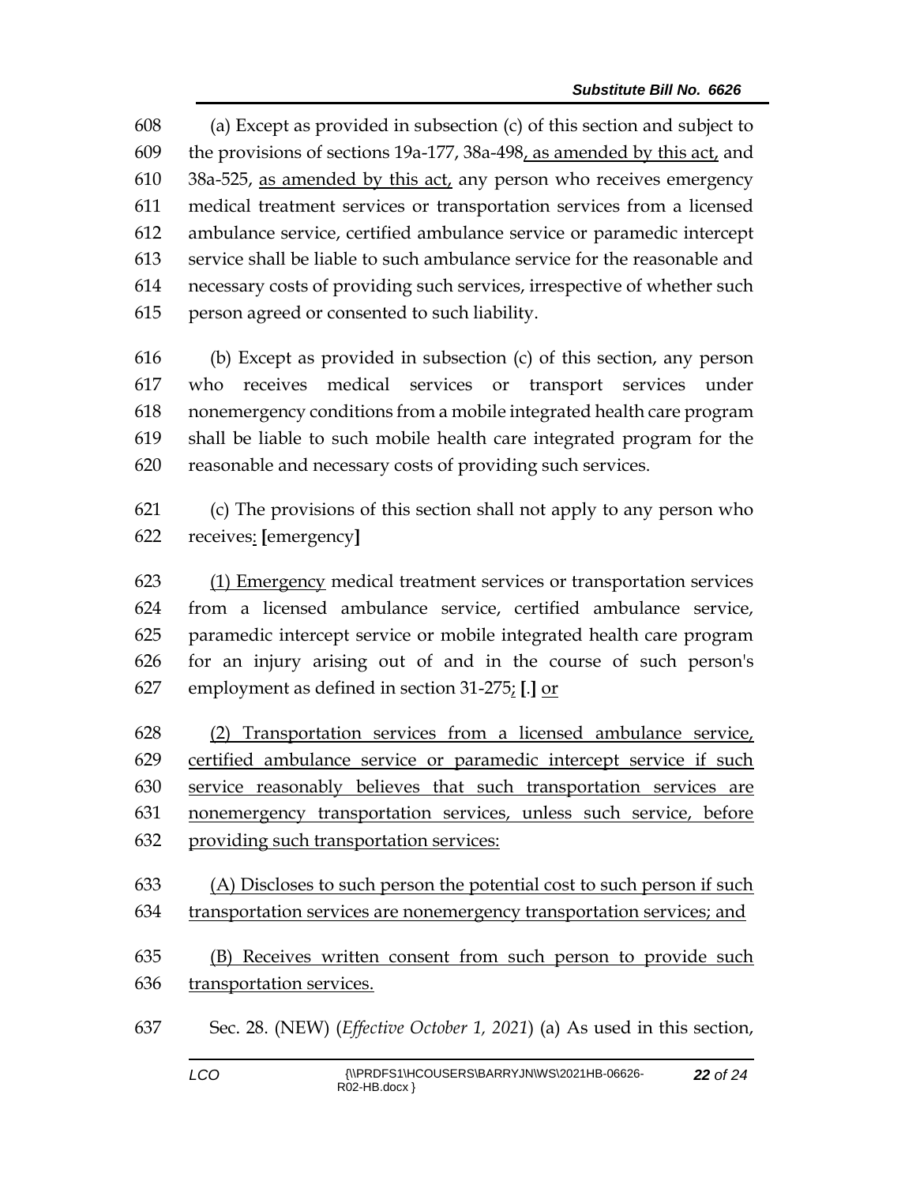(a) Except as provided in subsection (c) of this section and subject to the provisions of sections 19a-177, 38a-498, as amended by this act, and 38a-525, as amended by this act, any person who receives emergency medical treatment services or transportation services from a licensed ambulance service, certified ambulance service or paramedic intercept service shall be liable to such ambulance service for the reasonable and necessary costs of providing such services, irrespective of whether such person agreed or consented to such liability.

(b) Except as provided in subsection (c) of this section, any person who receives medical services or transport services under nonemergency conditions from a mobile integrated health care program shall be liable to such mobile health care integrated program for the reasonable and necessary costs of providing such services.

(c) The provisions of this section shall not apply to any person who receives: [emergency]

(1) Emergency medical treatment services or transportation services from a licensed ambulance service, certified ambulance service, paramedic intercept service or mobile integrated health care program for an injury arising out of and in the course of such person's employment as defined in section 31-275; [.] or

(2) Transportation services from a licensed ambulance service, certified ambulance service or paramedic intercept service if such service reasonably believes that such transportation services are nonemergency transportation services, unless such service, before providing such transportation services:

(A) Discloses to such person the potential cost to such person if such transportation services are nonemergency transportation services; and

(B) Receives written consent from such person to provide such transportation services.

Sec. 28. (NEW) (*Effective October 1, 2021*) (a) As used in this section,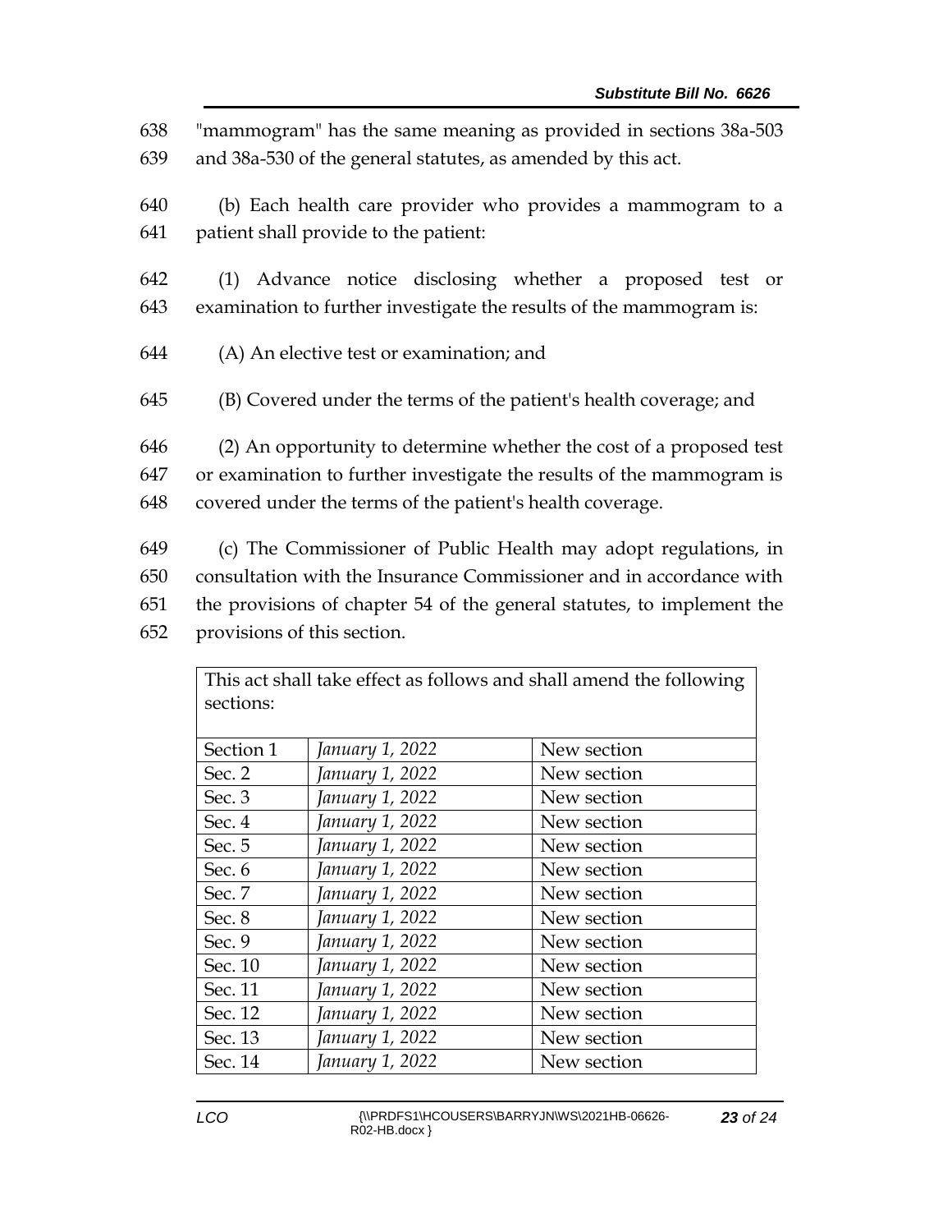"mammogram" has the same meaning as provided in sections 38a-503 and 38a-530 of the general statutes, as amended by this act.

(b) Each health care provider who provides a mammogram to a patient shall provide to the patient:

(1) Advance notice disclosing whether a proposed test or examination to further investigate the results of the mammogram is:

(A) An elective test or examination; and

(B) Covered under the terms of the patient's health coverage; and

(2) An opportunity to determine whether the cost of a proposed test or examination to further investigate the results of the mammogram is covered under the terms of the patient's health coverage.

(c) The Commissioner of Public Health may adopt regulations, in consultation with the Insurance Commissioner and in accordance with the provisions of chapter 54 of the general statutes, to implement the provisions of this section.

| This act shall take effect as follows and shall amend the following sections: | | |
|---|---|---|
| Section 1 | *January 1, 2022* | New section |
| Sec. 2 | *January 1, 2022* | New section |
| Sec. 3 | *January 1, 2022* | New section |
| Sec. 4 | *January 1, 2022* | New section |
| Sec. 5 | *January 1, 2022* | New section |
| Sec. 6 | *January 1, 2022* | New section |
| Sec. 7 | *January 1, 2022* | New section |
| Sec. 8 | *January 1, 2022* | New section |
| Sec. 9 | *January 1, 2022* | New section |
| Sec. 10 | *January 1, 2022* | New section |
| Sec. 11 | *January 1, 2022* | New section |
| Sec. 12 | *January 1, 2022* | New section |
| Sec. 13 | *January 1, 2022* | New section |
| Sec. 14 | *January 1, 2022* | New section |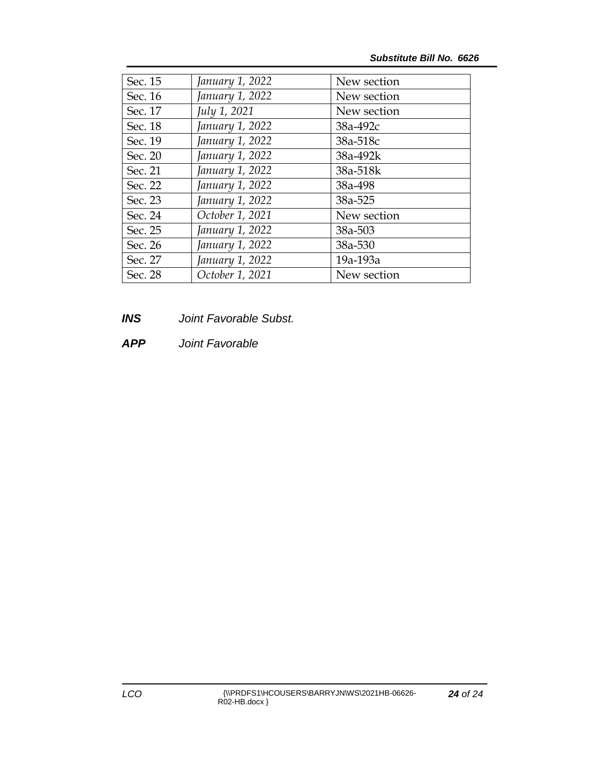| | | |
|---|---|---|
| Sec. 15 | *January 1, 2022* | New section |
| Sec. 16 | *January 1, 2022* | New section |
| Sec. 17 | *July 1, 2021* | New section |
| Sec. 18 | *January 1, 2022* | 38a-492c |
| Sec. 19 | *January 1, 2022* | 38a-518c |
| Sec. 20 | *January 1, 2022* | 38a-492k |
| Sec. 21 | *January 1, 2022* | 38a-518k |
| Sec. 22 | *January 1, 2022* | 38a-498 |
| Sec. 23 | *January 1, 2022* | 38a-525 |
| Sec. 24 | *October 1, 2021* | New section |
| Sec. 25 | *January 1, 2022* | 38a-503 |
| Sec. 26 | *January 1, 2022* | 38a-530 |
| Sec. 27 | *January 1, 2022* | 19a-193a |
| Sec. 28 | *October 1, 2021* | New section |

***INS*** *Joint Favorable Subst.*

***APP*** *Joint Favorable*